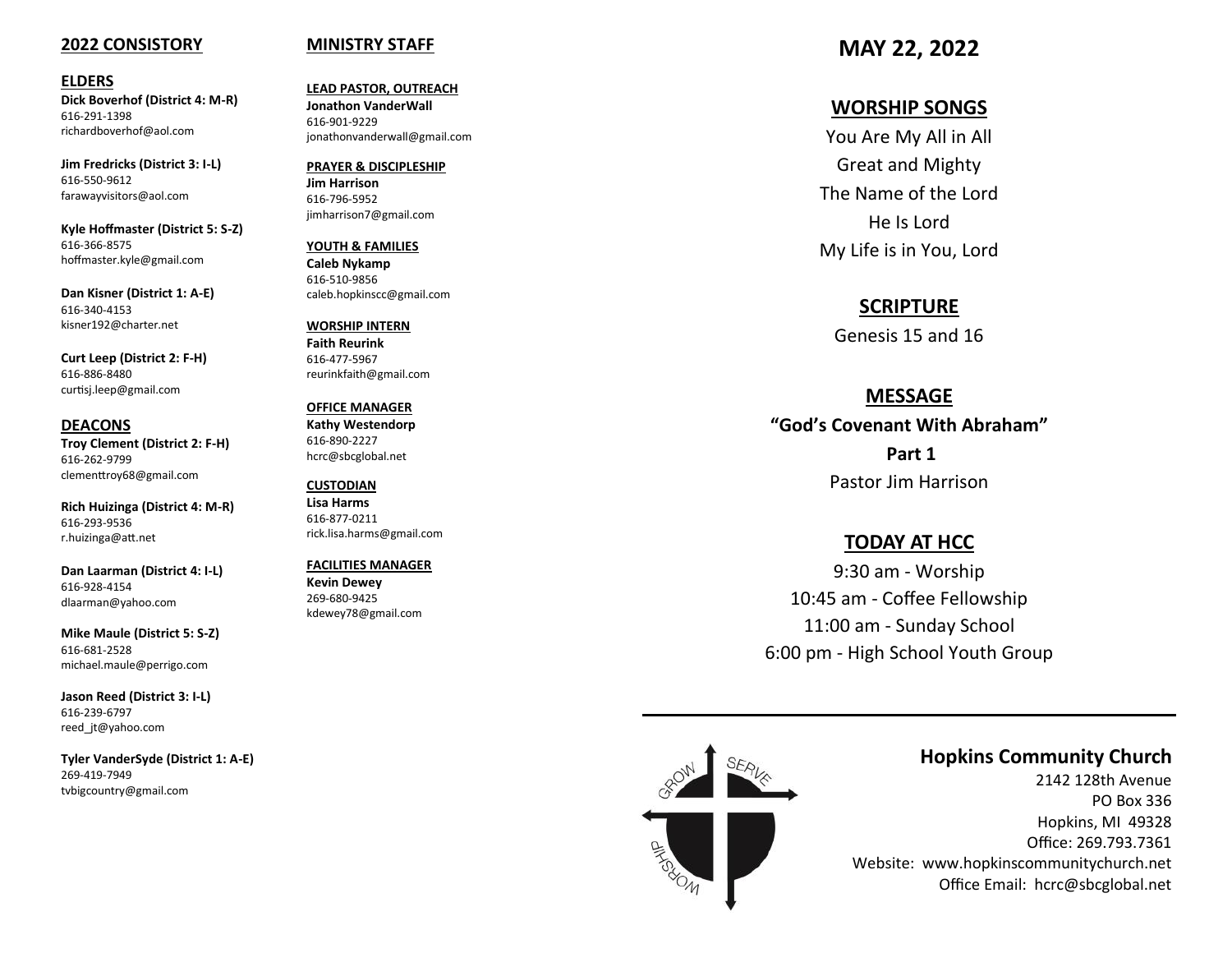## 2022 CONSISTORY

### ELDERS

**Dick Boverhof (District 4: M-R)**
616-291-1398
richardboverhof@aol.com

**Jim Fredricks (District 3: I-L)**
616-550-9612
farawayvisitors@aol.com

**Kyle Hoffmaster (District 5: S-Z)**
616-366-8575
hoffmaster.kyle@gmail.com

**Dan Kisner (District 1: A-E)**
616-340-4153
kisner192@charter.net

**Curt Leep (District 2: F-H)**
616-886-8480
curtisj.leep@gmail.com

### DEACONS

**Troy Clement (District 2: F-H)**
616-262-9799
clementtroy68@gmail.com

**Rich Huizinga (District 4: M-R)**
616-293-9536
r.huizinga@att.net

**Dan Laarman (District 4: I-L)**
616-928-4154
dlaarman@yahoo.com

**Mike Maule (District 5: S-Z)**
616-681-2528
michael.maule@perrigo.com

**Jason Reed (District 3: I-L)**
616-239-6797
reed_jt@yahoo.com

**Tyler VanderSyde (District 1: A-E)**
269-419-7949
tvbigcountry@gmail.com

## MINISTRY STAFF

**LEAD PASTOR, OUTREACH**
**Jonathon VanderWall**
616-901-9229
jonathonvanderwall@gmail.com

**PRAYER & DISCIPLESHIP**
**Jim Harrison**
616-796-5952
jimharrison7@gmail.com

**YOUTH & FAMILIES**
**Caleb Nykamp**
616-510-9856
caleb.hopkinscc@gmail.com

**WORSHIP INTERN**
**Faith Reurink**
616-477-5967
reurinkfaith@gmail.com

**OFFICE MANAGER**
**Kathy Westendorp**
616-890-2227
hcrc@sbcglobal.net

**CUSTODIAN**
**Lisa Harms**
616-877-0211
rick.lisa.harms@gmail.com

**FACILITIES MANAGER**
**Kevin Dewey**
269-680-9425
kdewey78@gmail.com

# MAY 22, 2022

## WORSHIP SONGS

You Are My All in All
Great and Mighty
The Name of the Lord
He Is Lord
My Life is in You, Lord

## SCRIPTURE

Genesis 15 and 16

## MESSAGE

**"God's Covenant With Abraham"**
**Part 1**
Pastor Jim Harrison

## TODAY AT HCC

9:30 am - Worship
10:45 am - Coffee Fellowship
11:00 am - Sunday School
6:00 pm - High School Youth Group

---

GROW SERVE WORSHIP

**Hopkins Community Church**
2142 128th Avenue
PO Box 336
Hopkins, MI 49328
Office: 269.793.7361
Website: www.hopkinscommunitychurch.net
Office Email: hcrc@sbcglobal.net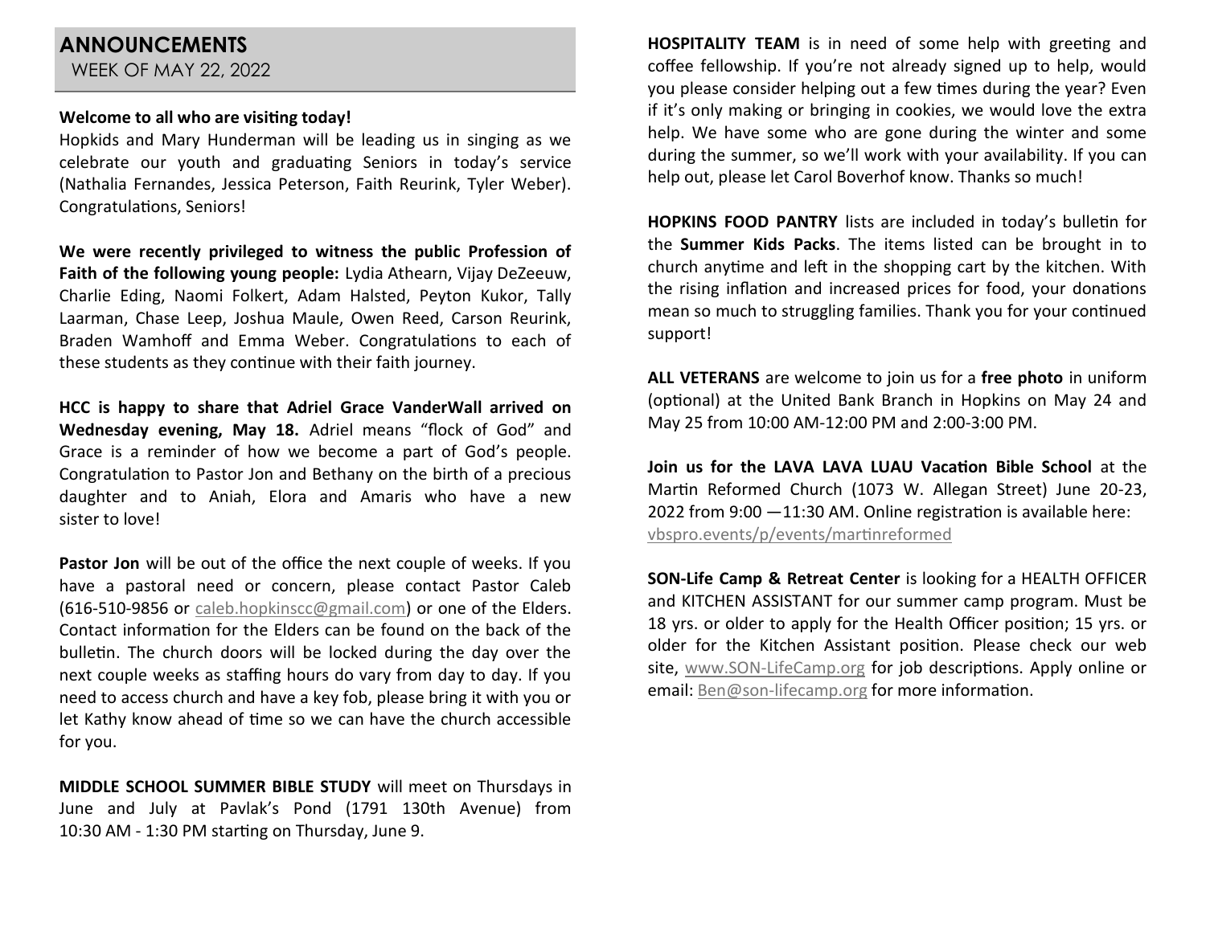## ANNOUNCEMENTS

WEEK OF MAY 22, 2022

**Welcome to all who are visiting today!**
Hopkids and Mary Hunderman will be leading us in singing as we celebrate our youth and graduating Seniors in today's service (Nathalia Fernandes, Jessica Peterson, Faith Reurink, Tyler Weber). Congratulations, Seniors!

**We were recently privileged to witness the public Profession of Faith of the following young people:** Lydia Athearn, Vijay DeZeeuw, Charlie Eding, Naomi Folkert, Adam Halsted, Peyton Kukor, Tally Laarman, Chase Leep, Joshua Maule, Owen Reed, Carson Reurink, Braden Wamhoff and Emma Weber. Congratulations to each of these students as they continue with their faith journey.

**HCC is happy to share that Adriel Grace VanderWall arrived on Wednesday evening, May 18.** Adriel means "flock of God" and Grace is a reminder of how we become a part of God's people. Congratulation to Pastor Jon and Bethany on the birth of a precious daughter and to Aniah, Elora and Amaris who have a new sister to love!

**Pastor Jon** will be out of the office the next couple of weeks. If you have a pastoral need or concern, please contact Pastor Caleb (616-510-9856 or caleb.hopkinscc@gmail.com) or one of the Elders. Contact information for the Elders can be found on the back of the bulletin. The church doors will be locked during the day over the next couple weeks as staffing hours do vary from day to day. If you need to access church and have a key fob, please bring it with you or let Kathy know ahead of time so we can have the church accessible for you.

**MIDDLE SCHOOL SUMMER BIBLE STUDY** will meet on Thursdays in June and July at Pavlak's Pond (1791 130th Avenue) from 10:30 AM - 1:30 PM starting on Thursday, June 9.

**HOSPITALITY TEAM** is in need of some help with greeting and coffee fellowship. If you're not already signed up to help, would you please consider helping out a few times during the year? Even if it's only making or bringing in cookies, we would love the extra help. We have some who are gone during the winter and some during the summer, so we'll work with your availability. If you can help out, please let Carol Boverhof know. Thanks so much!

**HOPKINS FOOD PANTRY** lists are included in today's bulletin for the **Summer Kids Packs**. The items listed can be brought in to church anytime and left in the shopping cart by the kitchen. With the rising inflation and increased prices for food, your donations mean so much to struggling families. Thank you for your continued support!

**ALL VETERANS** are welcome to join us for a **free photo** in uniform (optional) at the United Bank Branch in Hopkins on May 24 and May 25 from 10:00 AM-12:00 PM and 2:00-3:00 PM.

**Join us for the LAVA LAVA LUAU Vacation Bible School** at the Martin Reformed Church (1073 W. Allegan Street) June 20-23, 2022 from 9:00 —11:30 AM. Online registration is available here: vbspro.events/p/events/martinreformed

**SON-Life Camp & Retreat Center** is looking for a HEALTH OFFICER and KITCHEN ASSISTANT for our summer camp program. Must be 18 yrs. or older to apply for the Health Officer position; 15 yrs. or older for the Kitchen Assistant position. Please check our web site, www.SON-LifeCamp.org for job descriptions. Apply online or email: Ben@son-lifecamp.org for more information.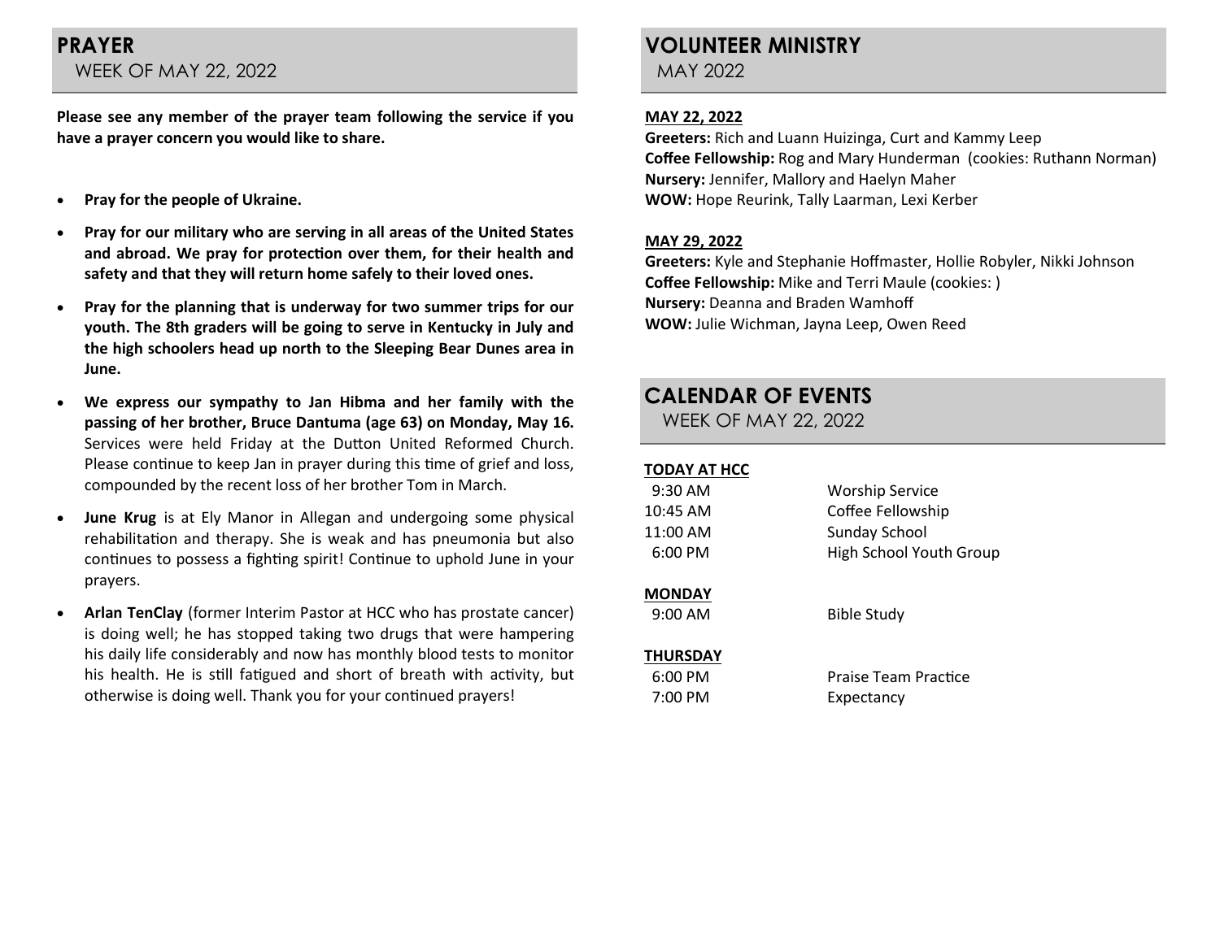## PRAYER

WEEK OF MAY 22, 2022

**Please see any member of the prayer team following the service if you have a prayer concern you would like to share.**

- **Pray for the people of Ukraine.**
- **Pray for our military who are serving in all areas of the United States and abroad. We pray for protection over them, for their health and safety and that they will return home safely to their loved ones.**
- **Pray for the planning that is underway for two summer trips for our youth. The 8th graders will be going to serve in Kentucky in July and the high schoolers head up north to the Sleeping Bear Dunes area in June.**
- **We express our sympathy to Jan Hibma and her family with the passing of her brother, Bruce Dantuma (age 63) on Monday, May 16.** Services were held Friday at the Dutton United Reformed Church. Please continue to keep Jan in prayer during this time of grief and loss, compounded by the recent loss of her brother Tom in March.
- **June Krug** is at Ely Manor in Allegan and undergoing some physical rehabilitation and therapy. She is weak and has pneumonia but also continues to possess a fighting spirit! Continue to uphold June in your prayers.
- **Arlan TenClay** (former Interim Pastor at HCC who has prostate cancer) is doing well; he has stopped taking two drugs that were hampering his daily life considerably and now has monthly blood tests to monitor his health. He is still fatigued and short of breath with activity, but otherwise is doing well. Thank you for your continued prayers!

## VOLUNTEER MINISTRY

MAY 2022

**MAY 22, 2022**

**Greeters:** Rich and Luann Huizinga, Curt and Kammy Leep
**Coffee Fellowship:** Rog and Mary Hunderman (cookies: Ruthann Norman)
**Nursery:** Jennifer, Mallory and Haelyn Maher
**WOW:** Hope Reurink, Tally Laarman, Lexi Kerber

**MAY 29, 2022**

**Greeters:** Kyle and Stephanie Hoffmaster, Hollie Robyler, Nikki Johnson
**Coffee Fellowship:** Mike and Terri Maule (cookies: )
**Nursery:** Deanna and Braden Wamhoff
**WOW:** Julie Wichman, Jayna Leep, Owen Reed

## CALENDAR OF EVENTS

WEEK OF MAY 22, 2022

**TODAY AT HCC**

| | |
|---|---|
| 9:30 AM | Worship Service |
| 10:45 AM | Coffee Fellowship |
| 11:00 AM | Sunday School |
| 6:00 PM | High School Youth Group |

**MONDAY**

| | |
|---|---|
| 9:00 AM | Bible Study |

**THURSDAY**

| | |
|---|---|
| 6:00 PM | Praise Team Practice |
| 7:00 PM | Expectancy |